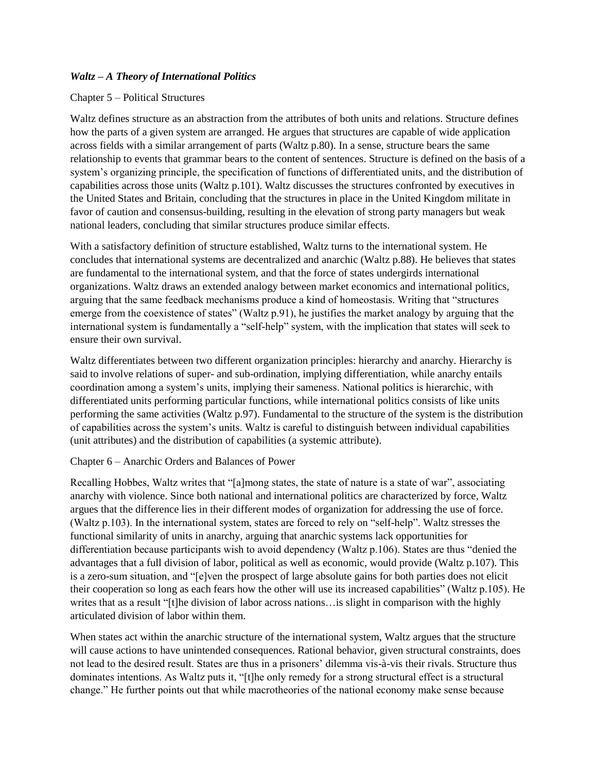***Waltz – A Theory of International Politics***

Chapter 5 – Political Structures

Waltz defines structure as an abstraction from the attributes of both units and relations. Structure defines how the parts of a given system are arranged. He argues that structures are capable of wide application across fields with a similar arrangement of parts (Waltz p.80). In a sense, structure bears the same relationship to events that grammar bears to the content of sentences. Structure is defined on the basis of a system's organizing principle, the specification of functions of differentiated units, and the distribution of capabilities across those units (Waltz p.101). Waltz discusses the structures confronted by executives in the United States and Britain, concluding that the structures in place in the United Kingdom militate in favor of caution and consensus-building, resulting in the elevation of strong party managers but weak national leaders, concluding that similar structures produce similar effects.

With a satisfactory definition of structure established, Waltz turns to the international system. He concludes that international systems are decentralized and anarchic (Waltz p.88). He believes that states are fundamental to the international system, and that the force of states undergirds international organizations. Waltz draws an extended analogy between market economics and international politics, arguing that the same feedback mechanisms produce a kind of homeostasis. Writing that "structures emerge from the coexistence of states" (Waltz p.91), he justifies the market analogy by arguing that the international system is fundamentally a "self-help" system, with the implication that states will seek to ensure their own survival.

Waltz differentiates between two different organization principles: hierarchy and anarchy. Hierarchy is said to involve relations of super- and sub-ordination, implying differentiation, while anarchy entails coordination among a system's units, implying their sameness. National politics is hierarchic, with differentiated units performing particular functions, while international politics consists of like units performing the same activities (Waltz p.97). Fundamental to the structure of the system is the distribution of capabilities across the system's units. Waltz is careful to distinguish between individual capabilities (unit attributes) and the distribution of capabilities (a systemic attribute).

Chapter 6 – Anarchic Orders and Balances of Power

Recalling Hobbes, Waltz writes that "[a]mong states, the state of nature is a state of war", associating anarchy with violence. Since both national and international politics are characterized by force, Waltz argues that the difference lies in their different modes of organization for addressing the use of force. (Waltz p.103). In the international system, states are forced to rely on "self-help". Waltz stresses the functional similarity of units in anarchy, arguing that anarchic systems lack opportunities for differentiation because participants wish to avoid dependency (Waltz p.106). States are thus "denied the advantages that a full division of labor, political as well as economic, would provide (Waltz p.107). This is a zero-sum situation, and "[e]ven the prospect of large absolute gains for both parties does not elicit their cooperation so long as each fears how the other will use its increased capabilities" (Waltz p.105). He writes that as a result "[t]he division of labor across nations…is slight in comparison with the highly articulated division of labor within them.

When states act within the anarchic structure of the international system, Waltz argues that the structure will cause actions to have unintended consequences. Rational behavior, given structural constraints, does not lead to the desired result. States are thus in a prisoners' dilemma vis-à-vis their rivals. Structure thus dominates intentions. As Waltz puts it, "[t]he only remedy for a strong structural effect is a structural change." He further points out that while macrotheories of the national economy make sense because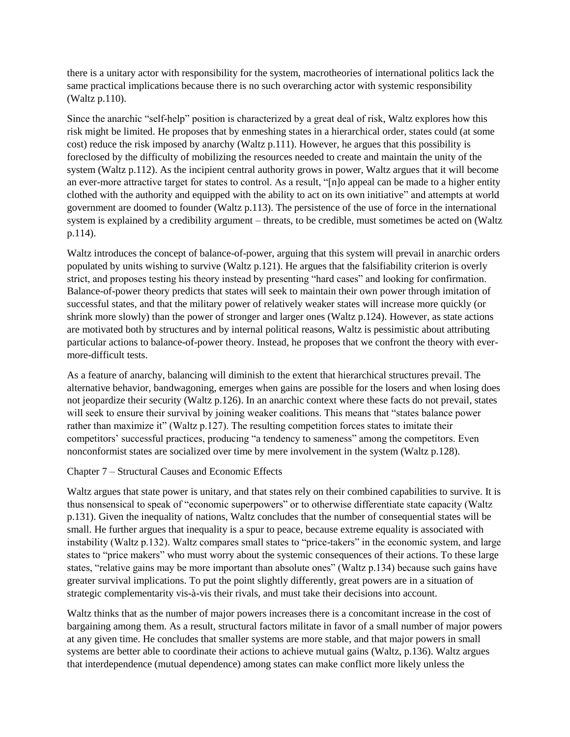there is a unitary actor with responsibility for the system, macrotheories of international politics lack the same practical implications because there is no such overarching actor with systemic responsibility (Waltz p.110).

Since the anarchic "self-help" position is characterized by a great deal of risk, Waltz explores how this risk might be limited. He proposes that by enmeshing states in a hierarchical order, states could (at some cost) reduce the risk imposed by anarchy (Waltz p.111). However, he argues that this possibility is foreclosed by the difficulty of mobilizing the resources needed to create and maintain the unity of the system (Waltz p.112). As the incipient central authority grows in power, Waltz argues that it will become an ever-more attractive target for states to control. As a result, "[n]o appeal can be made to a higher entity clothed with the authority and equipped with the ability to act on its own initiative" and attempts at world government are doomed to founder (Waltz p.113). The persistence of the use of force in the international system is explained by a credibility argument – threats, to be credible, must sometimes be acted on (Waltz p.114).

Waltz introduces the concept of balance-of-power, arguing that this system will prevail in anarchic orders populated by units wishing to survive (Waltz p.121). He argues that the falsifiability criterion is overly strict, and proposes testing his theory instead by presenting "hard cases" and looking for confirmation. Balance-of-power theory predicts that states will seek to maintain their own power through imitation of successful states, and that the military power of relatively weaker states will increase more quickly (or shrink more slowly) than the power of stronger and larger ones (Waltz p.124). However, as state actions are motivated both by structures and by internal political reasons, Waltz is pessimistic about attributing particular actions to balance-of-power theory. Instead, he proposes that we confront the theory with ever-more-difficult tests.

As a feature of anarchy, balancing will diminish to the extent that hierarchical structures prevail. The alternative behavior, bandwagoning, emerges when gains are possible for the losers and when losing does not jeopardize their security (Waltz p.126). In an anarchic context where these facts do not prevail, states will seek to ensure their survival by joining weaker coalitions. This means that "states balance power rather than maximize it" (Waltz p.127). The resulting competition forces states to imitate their competitors' successful practices, producing "a tendency to sameness" among the competitors. Even nonconformist states are socialized over time by mere involvement in the system (Waltz p.128).

Chapter 7 – Structural Causes and Economic Effects

Waltz argues that state power is unitary, and that states rely on their combined capabilities to survive. It is thus nonsensical to speak of "economic superpowers" or to otherwise differentiate state capacity (Waltz p.131). Given the inequality of nations, Waltz concludes that the number of consequential states will be small. He further argues that inequality is a spur to peace, because extreme equality is associated with instability (Waltz p.132). Waltz compares small states to "price-takers" in the economic system, and large states to "price makers" who must worry about the systemic consequences of their actions. To these large states, "relative gains may be more important than absolute ones" (Waltz p.134) because such gains have greater survival implications. To put the point slightly differently, great powers are in a situation of strategic complementarity vis-à-vis their rivals, and must take their decisions into account.

Waltz thinks that as the number of major powers increases there is a concomitant increase in the cost of bargaining among them. As a result, structural factors militate in favor of a small number of major powers at any given time. He concludes that smaller systems are more stable, and that major powers in small systems are better able to coordinate their actions to achieve mutual gains (Waltz, p.136). Waltz argues that interdependence (mutual dependence) among states can make conflict more likely unless the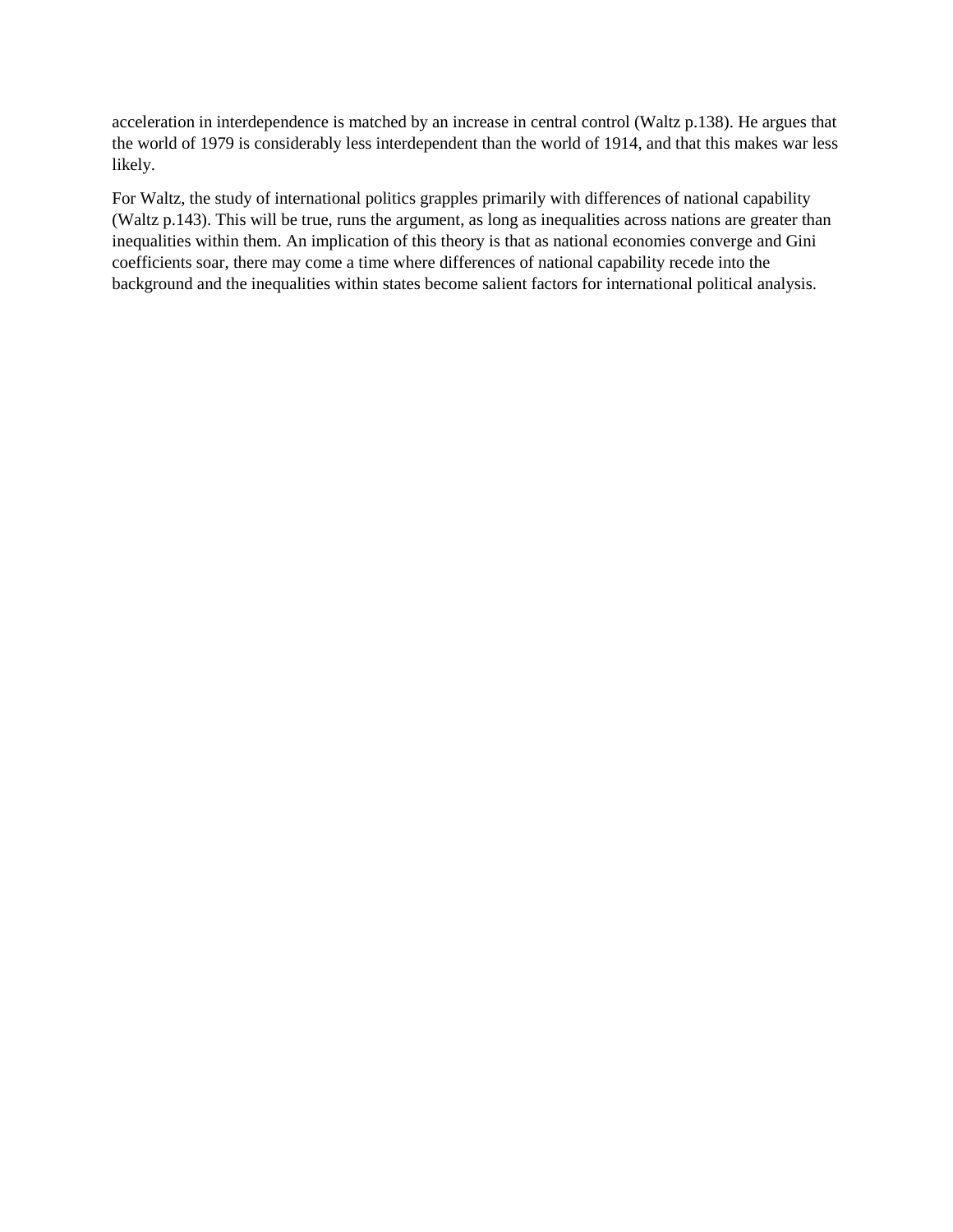acceleration in interdependence is matched by an increase in central control (Waltz p.138). He argues that the world of 1979 is considerably less interdependent than the world of 1914, and that this makes war less likely.

For Waltz, the study of international politics grapples primarily with differences of national capability (Waltz p.143). This will be true, runs the argument, as long as inequalities across nations are greater than inequalities within them. An implication of this theory is that as national economies converge and Gini coefficients soar, there may come a time where differences of national capability recede into the background and the inequalities within states become salient factors for international political analysis.